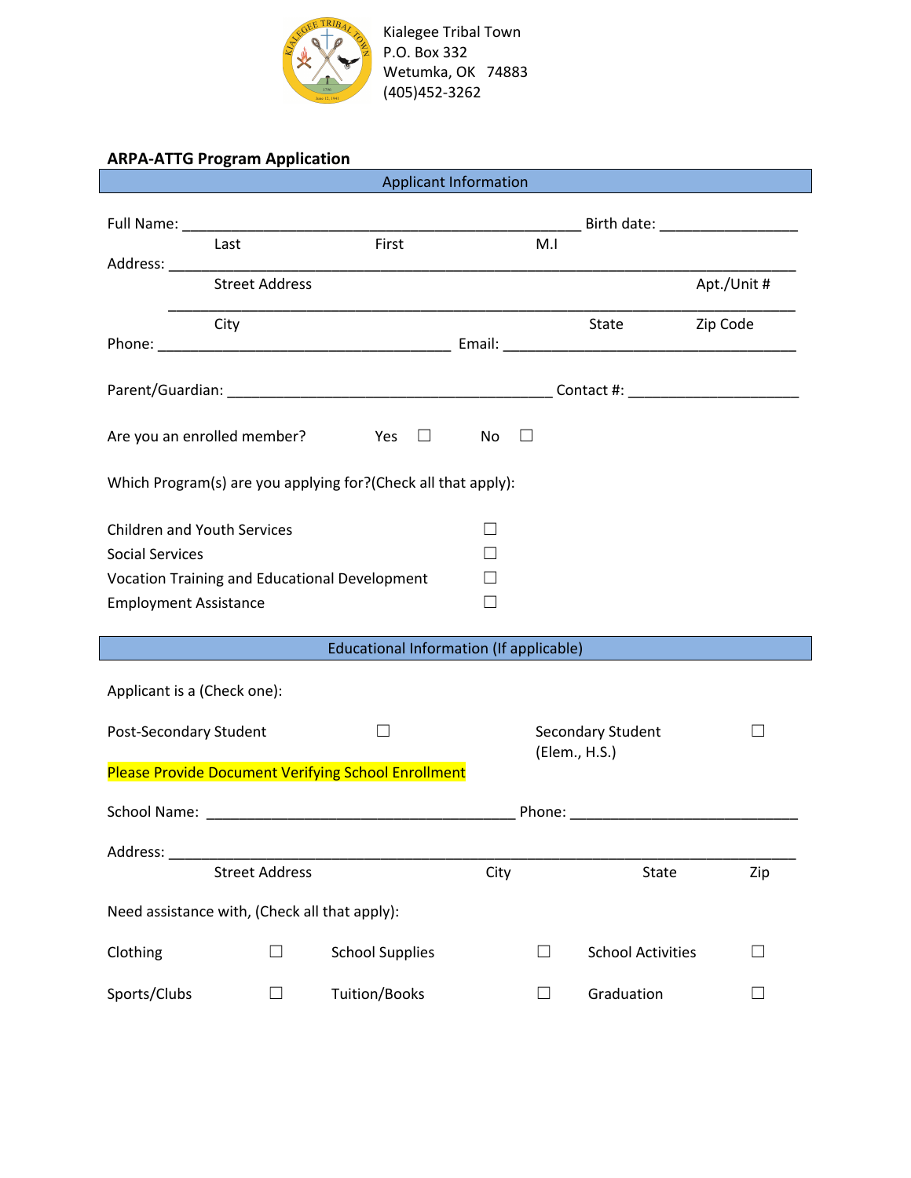Kialegee Tribal Town
P.O. Box 332
Wetumka, OK 74883
(405)452-3262

## ARPA-ATTG Program Application

### Applicant Information

Full Name: ______________________________________________ Birth date: ________________
Last First M.I

Address: ________________________________________________________________________
Street Address Apt./Unit #

________________________________________________________________________
City State Zip Code

Phone: __________________________________ Email: __________________________________

Parent/Guardian: ______________________________________ Contact #: ____________________

Are you an enrolled member? Yes ☐ No ☐

Which Program(s) are you applying for?(Check all that apply):

Children and Youth Services ☐
Social Services ☐
Vocation Training and Educational Development ☐
Employment Assistance ☐

### Educational Information (If applicable)

Applicant is a (Check one):

Post-Secondary Student ☐ Secondary Student (Elem., H.S.) ☐

Please Provide Document Verifying School Enrollment

School Name: ____________________________________ Phone: ___________________________

Address: ________________________________________________________________________
Street Address City State Zip

Need assistance with, (Check all that apply):

| | | | | | |
|---|---|---|---|---|---|
| Clothing | ☐ | School Supplies | ☐ | School Activities | ☐ |
| Sports/Clubs | ☐ | Tuition/Books | ☐ | Graduation | ☐ |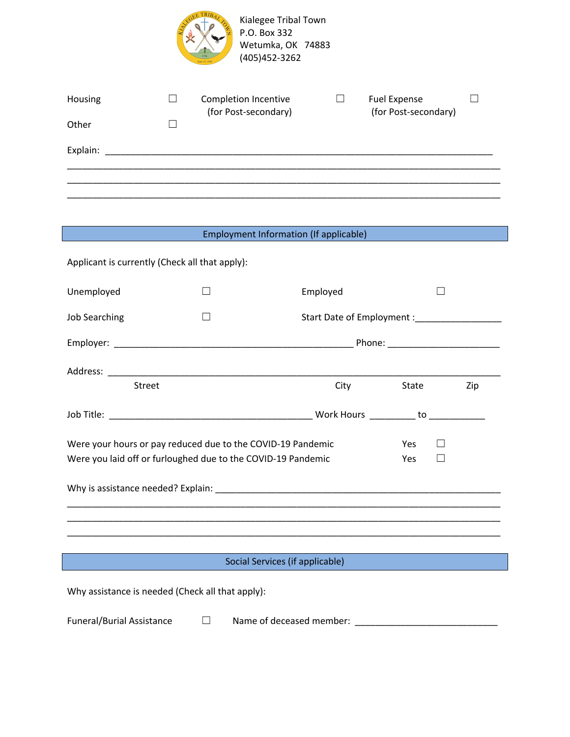Kialegee Tribal Town
P.O. Box 332
Wetumka, OK 74883
(405)452-3262

Housing ☐ Completion Incentive (for Post-secondary) ☐ Fuel Expense (for Post-secondary) ☐

Other ☐

Explain: ______________________________________________________________________________

______________________________________________________________________________________

______________________________________________________________________________________

______________________________________________________________________________________

## Employment Information (If applicable)

Applicant is currently (Check all that apply):

Unemployed ☐ Employed ☐

Job Searching ☐ Start Date of Employment :_________________

Employer: ________________________________________________ Phone: ______________________

Address: ______________________________________________________________________________
Street City State Zip

Job Title: _________________________________________ Work Hours _________ to ___________

Were your hours or pay reduced due to the COVID-19 Pandemic Yes ☐

Were you laid off or furloughed due to the COVID-19 Pandemic Yes ☐

Why is assistance needed? Explain: ____________________________________________________________

______________________________________________________________________________________

______________________________________________________________________________________

______________________________________________________________________________________

## Social Services (if applicable)

Why assistance is needed (Check all that apply):

Funeral/Burial Assistance ☐ Name of deceased member: _____________________________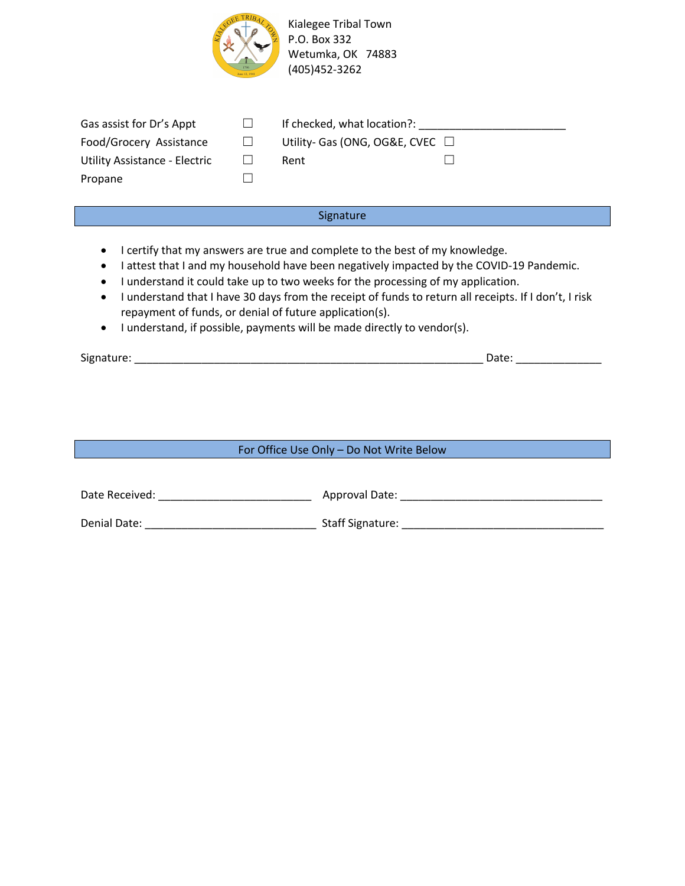Kialegee Tribal Town
P.O. Box 332
Wetumka, OK 74883
(405)452-3262

| | | | |
|---|---|---|---|
| Gas assist for Dr's Appt | ☐ | If checked, what location?: ________________________ | |
| Food/Grocery Assistance | ☐ | Utility- Gas (ONG, OG&E, CVEC | ☐ |
| Utility Assistance - Electric | ☐ | Rent | ☐ |
| Propane | ☐ | | |

## Signature

- I certify that my answers are true and complete to the best of my knowledge.
- I attest that I and my household have been negatively impacted by the COVID-19 Pandemic.
- I understand it could take up to two weeks for the processing of my application.
- I understand that I have 30 days from the receipt of funds to return all receipts. If I don't, I risk repayment of funds, or denial of future application(s).
- I understand, if possible, payments will be made directly to vendor(s).

Signature: ____________________________________________________________ Date: ______________

## For Office Use Only – Do Not Write Below

Date Received: _________________________ Approval Date: __________________________________

Denial Date: ____________________________ Staff Signature: __________________________________